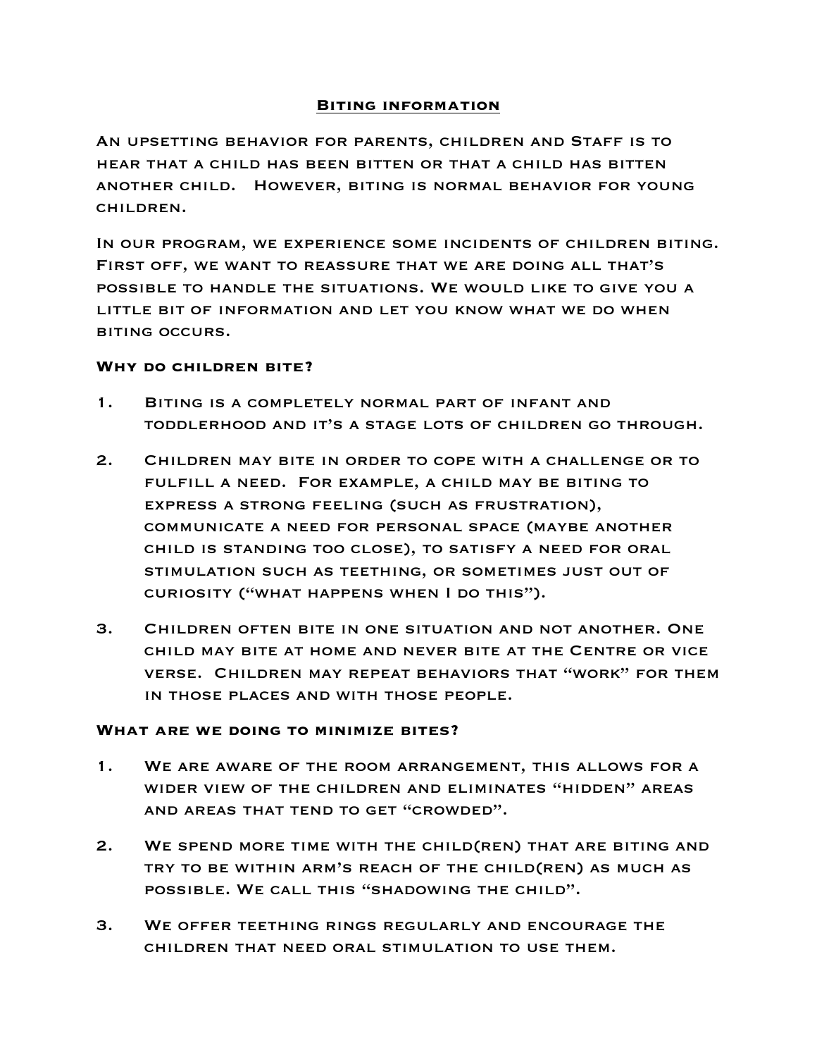# Biting information

An upsetting behavior for parents, children and Staff is to hear that a child has been bitten or that a child has bitten another child. However, biting is normal behavior for young children.

In our program, we experience some incidents of children biting. First off, we want to reassure that we are doing all that's possible to handle the situations. We would like to give you a little bit of information and let you know what we do when biting occurs.

### Why do children bite?

1. Biting is a completely normal part of infant and toddlerhood and it's a stage lots of children go through.
2. Children may bite in order to cope with a challenge or to fulfill a need. For example, a child may be biting to express a strong feeling (such as frustration), communicate a need for personal space (maybe another child is standing too close), to satisfy a need for oral stimulation such as teething, or sometimes just out of curiosity ("what happens when I do this").
3. Children often bite in one situation and not another. One child may bite at home and never bite at the Centre or vice verse. Children may repeat behaviors that "work" for them in those places and with those people.

### What are we doing to minimize bites?

1. We are aware of the room arrangement, this allows for a wider view of the children and eliminates "hidden" areas and areas that tend to get "crowded".
2. We spend more time with the child(ren) that are biting and try to be within arm's reach of the child(ren) as much as possible. We call this "shadowing the child".
3. We offer teething rings regularly and encourage the children that need oral stimulation to use them.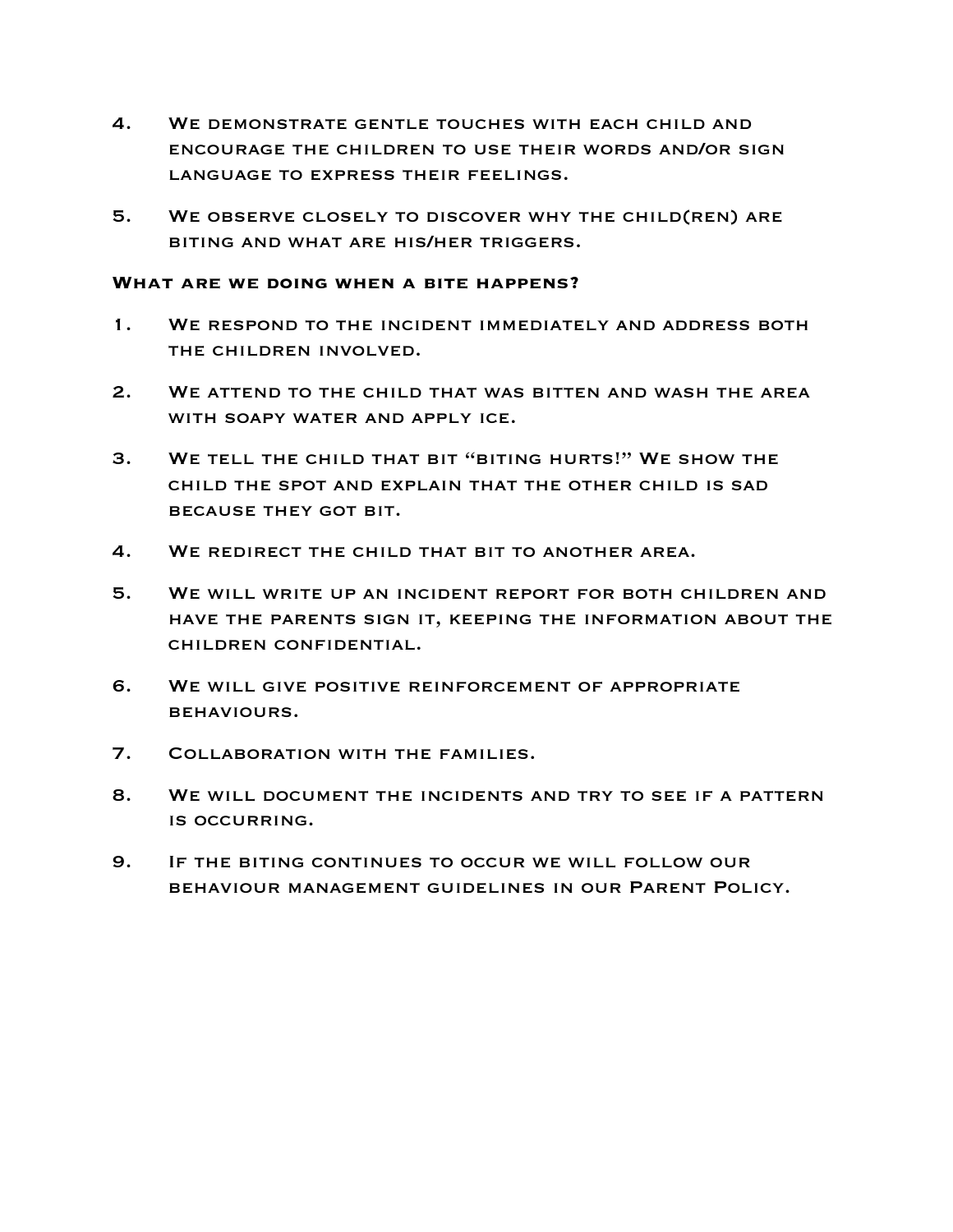4. We demonstrate gentle touches with each child and encourage the children to use their words and/or sign language to express their feelings.

5. We observe closely to discover why the child(ren) are biting and what are his/her triggers.

**What are we doing when a bite happens?**

1. We respond to the incident immediately and address both the children involved.

2. We attend to the child that was bitten and wash the area with soapy water and apply ice.

3. We tell the child that bit "biting hurts!" We show the child the spot and explain that the other child is sad because they got bit.

4. We redirect the child that bit to another area.

5. We will write up an incident report for both children and have the parents sign it, keeping the information about the children confidential.

6. We will give positive reinforcement of appropriate behaviours.

7. Collaboration with the families.

8. We will document the incidents and try to see if a pattern is occurring.

9. If the biting continues to occur we will follow our behaviour management guidelines in our Parent Policy.